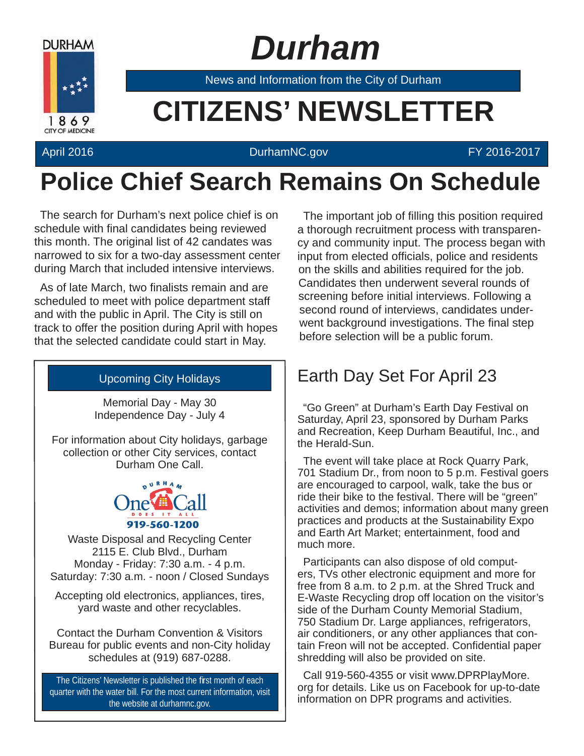# Durham

News and Information from the City of Durham

# CITIZENS' NEWSLETTER

April 2016 | DurhamNC.gov | FY 2016-2017

## Police Chief Search Remains On Schedule

The search for Durham's next police chief is on schedule with final candidates being reviewed this month. The original list of 42 candates was narrowed to six for a two-day assessment center during March that included intensive interviews.

As of late March, two finalists remain and are scheduled to meet with police department staff and with the public in April. The City is still on track to offer the position during April with hopes that the selected candidate could start in May.

The important job of filling this position required a thorough recruitment process with transparency and community input. The process began with input from elected officials, police and residents on the skills and abilities required for the job. Candidates then underwent several rounds of screening before initial interviews. Following a second round of interviews, candidates underwent background investigations. The final step before selection will be a public forum.

### Upcoming City Holidays

Memorial Day - May 30
Independence Day - July 4

For information about City holidays, garbage collection or other City services, contact Durham One Call.

Durham One Call — Does It All
919-560-1200

Waste Disposal and Recycling Center
2115 E. Club Blvd., Durham
Monday - Friday: 7:30 a.m. - 4 p.m.
Saturday: 7:30 a.m. - noon / Closed Sundays

Accepting old electronics, appliances, tires, yard waste and other recyclables.

Contact the Durham Convention & Visitors Bureau for public events and non-City holiday schedules at (919) 687-0288.

The Citizens' Newsletter is published the first month of each quarter with the water bill. For the most current information, visit the website at durhamnc.gov.

## Earth Day Set For April 23

"Go Green" at Durham's Earth Day Festival on Saturday, April 23, sponsored by Durham Parks and Recreation, Keep Durham Beautiful, Inc., and the Herald-Sun.

The event will take place at Rock Quarry Park, 701 Stadium Dr., from noon to 5 p.m. Festival goers are encouraged to carpool, walk, take the bus or ride their bike to the festival. There will be "green" activities and demos; information about many green practices and products at the Sustainability Expo and Earth Art Market; entertainment, food and much more.

Participants can also dispose of old computers, TVs other electronic equipment and more for free from 8 a.m. to 2 p.m. at the Shred Truck and E-Waste Recycling drop off location on the visitor's side of the Durham County Memorial Stadium, 750 Stadium Dr. Large appliances, refrigerators, air conditioners, or any other appliances that contain Freon will not be accepted. Confidential paper shredding will also be provided on site.

Call 919-560-4355 or visit www.DPRPlayMore.org for details. Like us on Facebook for up-to-date information on DPR programs and activities.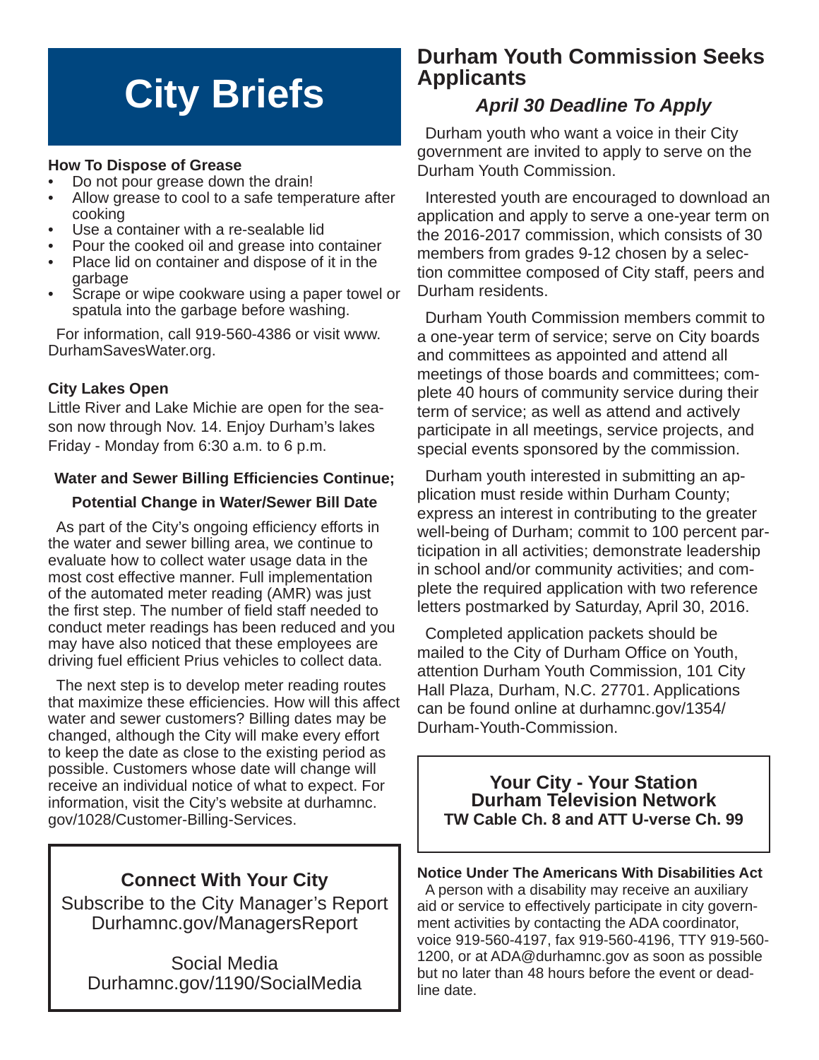# City Briefs

### How To Dispose of Grease

- Do not pour grease down the drain!
- Allow grease to cool to a safe temperature after cooking
- Use a container with a re-sealable lid
- Pour the cooked oil and grease into container
- Place lid on container and dispose of it in the garbage
- Scrape or wipe cookware using a paper towel or spatula into the garbage before washing.

For information, call 919-560-4386 or visit www.DurhamSavesWater.org.

### City Lakes Open

Little River and Lake Michie are open for the season now through Nov. 14. Enjoy Durham's lakes Friday - Monday from 6:30 a.m. to 6 p.m.

### Water and Sewer Billing Efficiencies Continue; Potential Change in Water/Sewer Bill Date

As part of the City's ongoing efficiency efforts in the water and sewer billing area, we continue to evaluate how to collect water usage data in the most cost effective manner. Full implementation of the automated meter reading (AMR) was just the first step. The number of field staff needed to conduct meter readings has been reduced and you may have also noticed that these employees are driving fuel efficient Prius vehicles to collect data.

The next step is to develop meter reading routes that maximize these efficiencies. How will this affect water and sewer customers? Billing dates may be changed, although the City will make every effort to keep the date as close to the existing period as possible. Customers whose date will change will receive an individual notice of what to expect. For information, visit the City's website at durhamnc.gov/1028/Customer-Billing-Services.

**Connect With Your City**

Subscribe to the City Manager's Report
Durhamnc.gov/ManagersReport

Social Media
Durhamnc.gov/1190/SocialMedia

## Durham Youth Commission Seeks Applicants

### *April 30 Deadline To Apply*

Durham youth who want a voice in their City government are invited to apply to serve on the Durham Youth Commission.

Interested youth are encouraged to download an application and apply to serve a one-year term on the 2016-2017 commission, which consists of 30 members from grades 9-12 chosen by a selection committee composed of City staff, peers and Durham residents.

Durham Youth Commission members commit to a one-year term of service; serve on City boards and committees as appointed and attend all meetings of those boards and committees; complete 40 hours of community service during their term of service; as well as attend and actively participate in all meetings, service projects, and special events sponsored by the commission.

Durham youth interested in submitting an application must reside within Durham County; express an interest in contributing to the greater well-being of Durham; commit to 100 percent participation in all activities; demonstrate leadership in school and/or community activities; and complete the required application with two reference letters postmarked by Saturday, April 30, 2016.

Completed application packets should be mailed to the City of Durham Office on Youth, attention Durham Youth Commission, 101 City Hall Plaza, Durham, N.C. 27701. Applications can be found online at durhamnc.gov/1354/Durham-Youth-Commission.

**Your City - Your Station**
**Durham Television Network**
**TW Cable Ch. 8 and ATT U-verse Ch. 99**

### Notice Under The Americans With Disabilities Act

A person with a disability may receive an auxiliary aid or service to effectively participate in city government activities by contacting the ADA coordinator, voice 919-560-4197, fax 919-560-4196, TTY 919-560-1200, or at ADA@durhamnc.gov as soon as possible but no later than 48 hours before the event or deadline date.